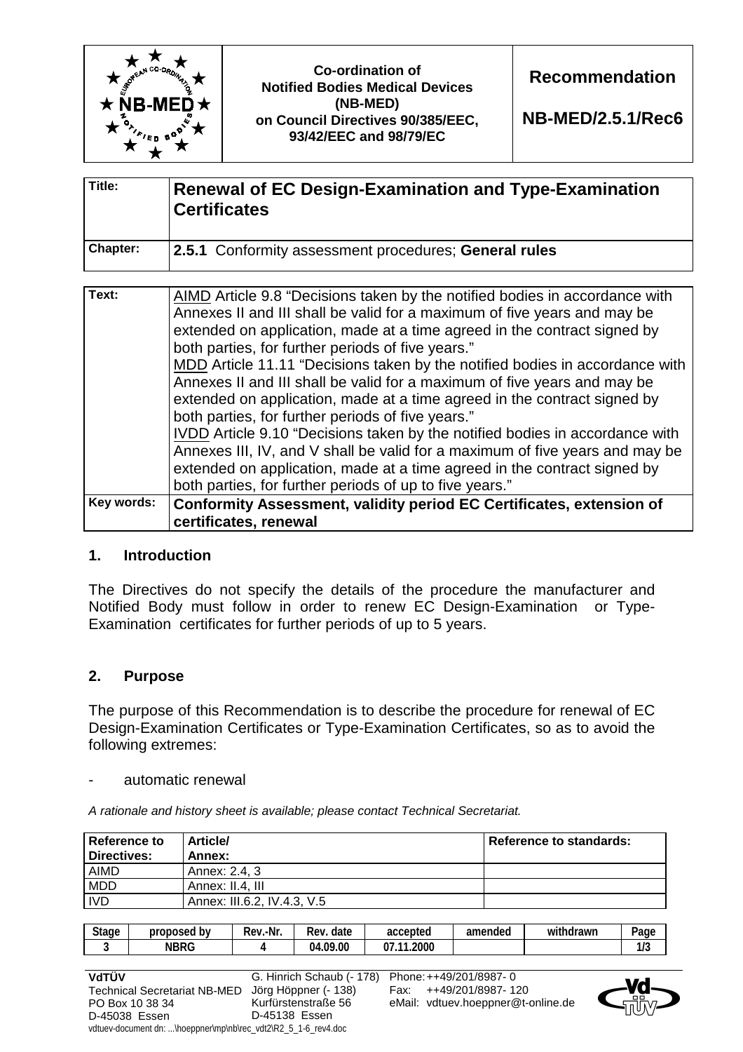| | Co-ordination of Notified Bodies Medical Devices (NB-MED) on Council Directives 90/385/EEC, 93/42/EEC and 98/79/EC | **Recommendation** **NB-MED/2.5.1/Rec6** |
|---|---|---|

| | |
|---|---|
| **Title:** | **Renewal of EC Design-Examination and Type-Examination Certificates** |
| **Chapter:** | **2.5.1** Conformity assessment procedures; **General rules** |

| | |
|---|---|
| **Text:** | AIMD Article 9.8 "Decisions taken by the notified bodies in accordance with Annexes II and III shall be valid for a maximum of five years and may be extended on application, made at a time agreed in the contract signed by both parties, for further periods of five years." MDD Article 11.11 "Decisions taken by the notified bodies in accordance with Annexes II and III shall be valid for a maximum of five years and may be extended on application, made at a time agreed in the contract signed by both parties, for further periods of five years." IVDD Article 9.10 "Decisions taken by the notified bodies in accordance with Annexes III, IV, and V shall be valid for a maximum of five years and may be extended on application, made at a time agreed in the contract signed by both parties, for further periods of up to five years." |
| **Key words:** | **Conformity Assessment, validity period EC Certificates, extension of certificates, renewal** |

## 1. Introduction

The Directives do not specify the details of the procedure the manufacturer and Notified Body must follow in order to renew EC Design-Examination or Type-Examination certificates for further periods of up to 5 years.

## 2. Purpose

The purpose of this Recommendation is to describe the procedure for renewal of EC Design-Examination Certificates or Type-Examination Certificates, so as to avoid the following extremes:

- automatic renewal

*A rationale and history sheet is available; please contact Technical Secretariat.*

| Reference to Directives: | Article/ Annex: | Reference to standards: |
|---|---|---|
| AIMD | Annex: 2.4, 3 | |
| MDD | Annex: II.4, III | |
| IVD | Annex: III.6.2, IV.4.3, V.5 | |

| Stage | proposed by | Rev.-Nr. | Rev. date | accepted | amended | withdrawn | Page |
|---|---|---|---|---|---|---|---|
| 3 | NBRG | 4 | 04.09.00 | 07.11.2000 | | | 1/3 |

**VdTÜV**
Technical Secretariat NB-MED
PO Box 10 38 34
D-45038 Essen

G. Hinrich Schaub (- 178)
Jörg Höppner (- 138)
Kurfürstenstraße 56
D-45138 Essen

Phone: ++49/201/8987- 0
Fax: ++49/201/8987- 120
eMail: vdtuev.hoeppner@t-online.de

vdtuev-document dn: ...\hoeppner\mp\nb\rec_vdt2\R2_5_1-6_rev4.doc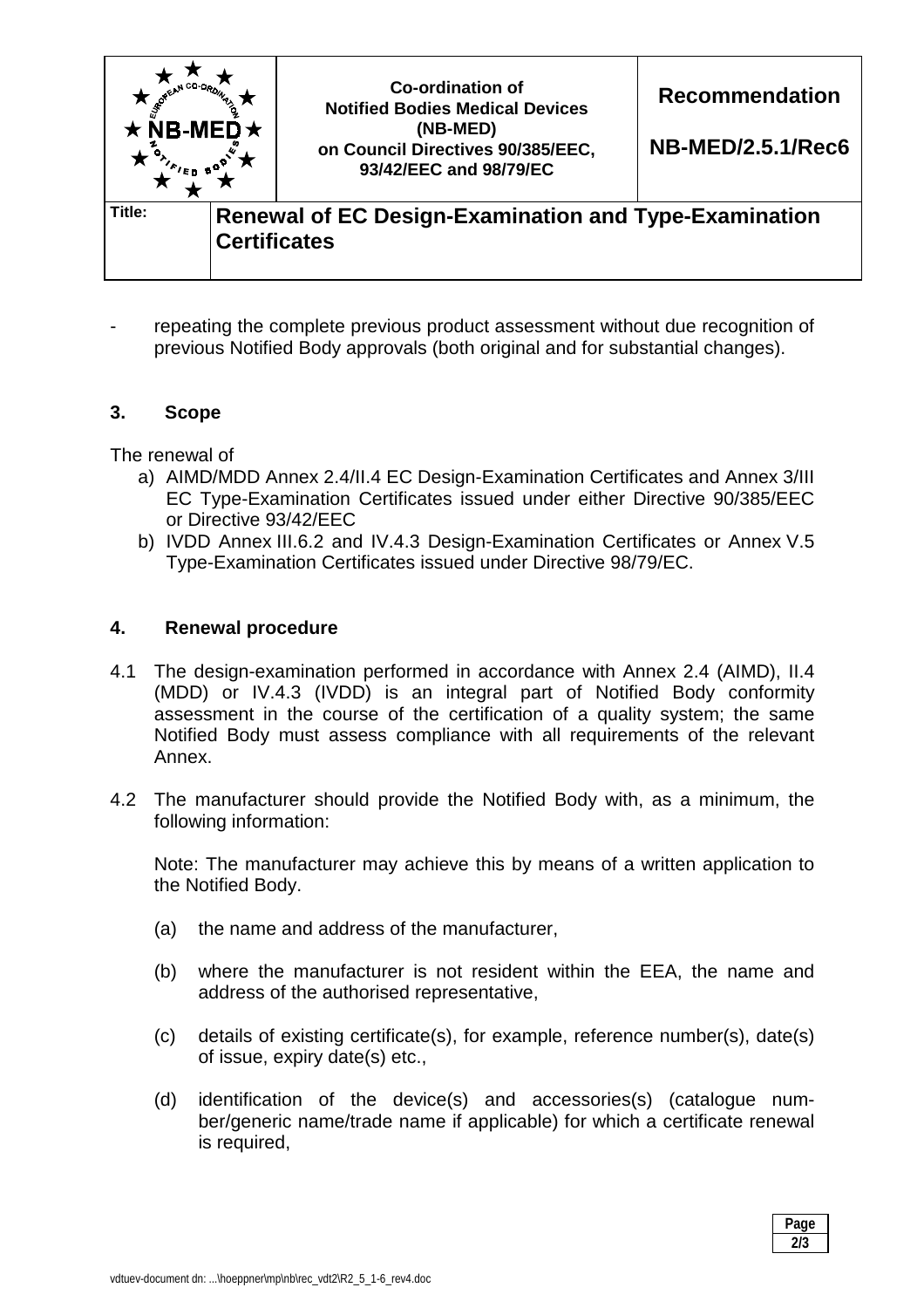- repeating the complete previous product assessment without due recognition of previous Notified Body approvals (both original and for substantial changes).

## 3. Scope

The renewal of

a) AIMD/MDD Annex 2.4/II.4 EC Design-Examination Certificates and Annex 3/III EC Type-Examination Certificates issued under either Directive 90/385/EEC or Directive 93/42/EEC
b) IVDD Annex III.6.2 and IV.4.3 Design-Examination Certificates or Annex V.5 Type-Examination Certificates issued under Directive 98/79/EC.

## 4. Renewal procedure

4.1 The design-examination performed in accordance with Annex 2.4 (AIMD), II.4 (MDD) or IV.4.3 (IVDD) is an integral part of Notified Body conformity assessment in the course of the certification of a quality system; the same Notified Body must assess compliance with all requirements of the relevant Annex.

4.2 The manufacturer should provide the Notified Body with, as a minimum, the following information:

Note: The manufacturer may achieve this by means of a written application to the Notified Body.

(a) the name and address of the manufacturer,

(b) where the manufacturer is not resident within the EEA, the name and address of the authorised representative,

(c) details of existing certificate(s), for example, reference number(s), date(s) of issue, expiry date(s) etc.,

(d) identification of the device(s) and accessories(s) (catalogue number/generic name/trade name if applicable) for which a certificate renewal is required,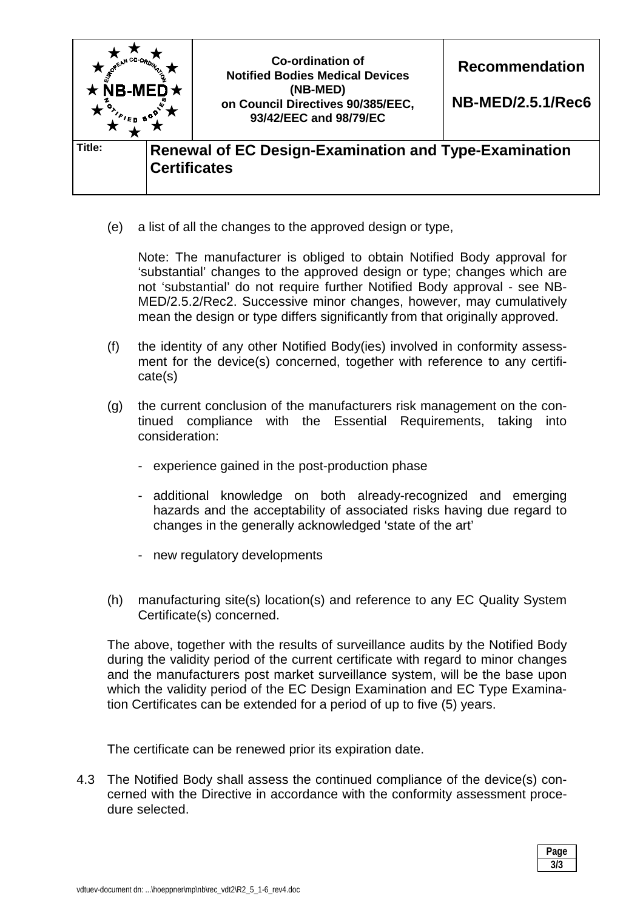(e) a list of all the changes to the approved design or type,

Note: The manufacturer is obliged to obtain Notified Body approval for 'substantial' changes to the approved design or type; changes which are not 'substantial' do not require further Notified Body approval - see NB-MED/2.5.2/Rec2. Successive minor changes, however, may cumulatively mean the design or type differs significantly from that originally approved.

(f) the identity of any other Notified Body(ies) involved in conformity assessment for the device(s) concerned, together with reference to any certificate(s)

(g) the current conclusion of the manufacturers risk management on the continued compliance with the Essential Requirements, taking into consideration:

- experience gained in the post-production phase
- additional knowledge on both already-recognized and emerging hazards and the acceptability of associated risks having due regard to changes in the generally acknowledged 'state of the art'
- new regulatory developments

(h) manufacturing site(s) location(s) and reference to any EC Quality System Certificate(s) concerned.

The above, together with the results of surveillance audits by the Notified Body during the validity period of the current certificate with regard to minor changes and the manufacturers post market surveillance system, will be the base upon which the validity period of the EC Design Examination and EC Type Examination Certificates can be extended for a period of up to five (5) years.

The certificate can be renewed prior its expiration date.

4.3 The Notified Body shall assess the continued compliance of the device(s) concerned with the Directive in accordance with the conformity assessment procedure selected.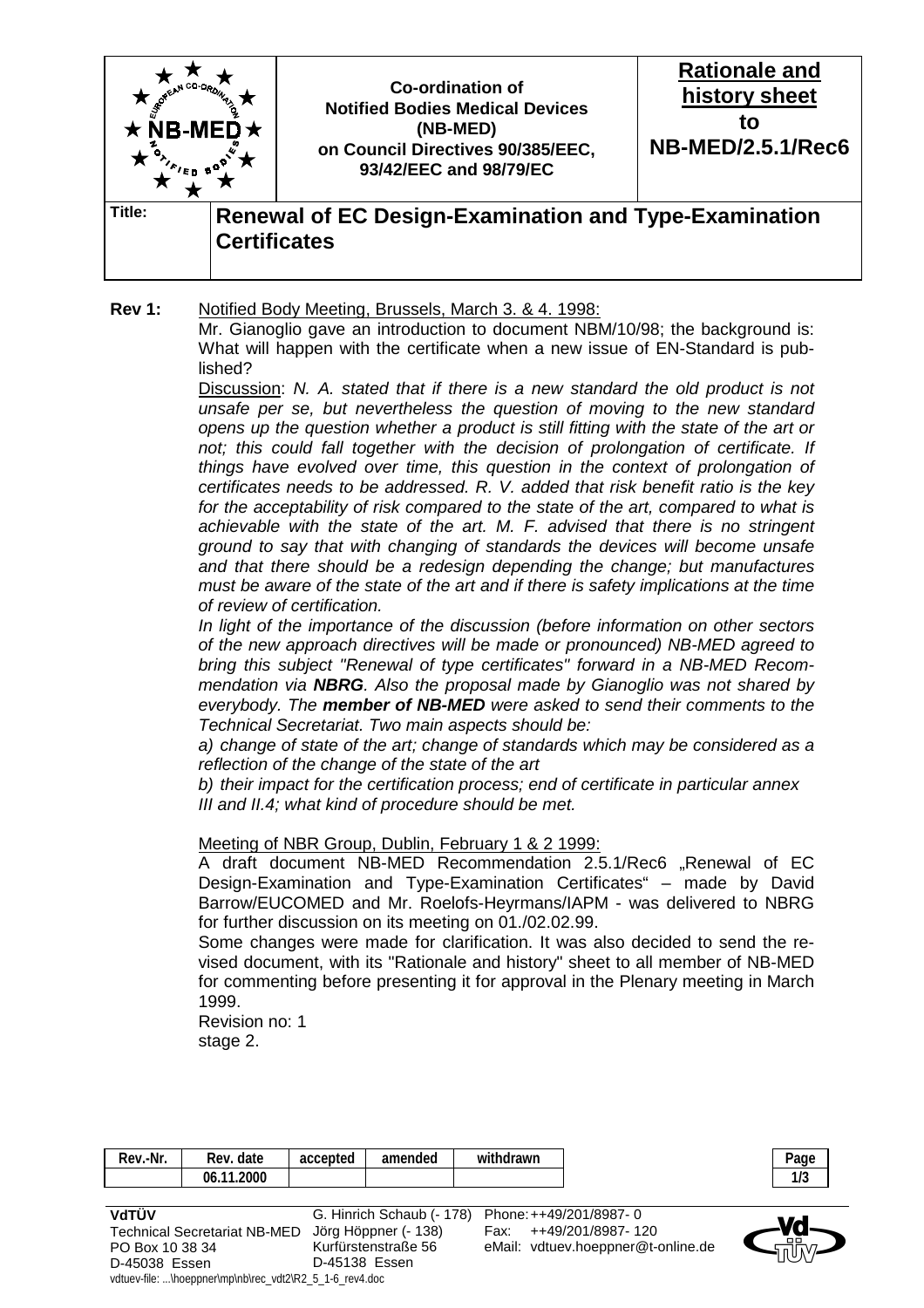| Co-ordination of Notified Bodies Medical Devices (NB-MED) on Council Directives 90/385/EEC, 93/42/EEC and 98/79/EC | Rationale and history sheet to NB-MED/2.5.1/Rec6 |
|---|---|

**Title:** **Renewal of EC Design-Examination and Type-Examination Certificates**

**Rev 1:** Notified Body Meeting, Brussels, March 3. & 4. 1998:

Mr. Gianoglio gave an introduction to document NBM/10/98; the background is: What will happen with the certificate when a new issue of EN-Standard is published?

Discussion: *N. A. stated that if there is a new standard the old product is not unsafe per se, but nevertheless the question of moving to the new standard opens up the question whether a product is still fitting with the state of the art or not; this could fall together with the decision of prolongation of certificate. If things have evolved over time, this question in the context of prolongation of certificates needs to be addressed. R. V. added that risk benefit ratio is the key for the acceptability of risk compared to the state of the art, compared to what is achievable with the state of the art. M. F. advised that there is no stringent ground to say that with changing of standards the devices will become unsafe and that there should be a redesign depending the change; but manufactures must be aware of the state of the art and if there is safety implications at the time of review of certification.*

*In light of the importance of the discussion (before information on other sectors of the new approach directives will be made or pronounced) NB-MED agreed to bring this subject "Renewal of type certificates" forward in a NB-MED Recommendation via* ***NBRG****. Also the proposal made by Gianoglio was not shared by everybody. The* ***member of NB-MED*** *were asked to send their comments to the Technical Secretariat. Two main aspects should be:*

*a) change of state of the art; change of standards which may be considered as a reflection of the change of the state of the art*

*b) their impact for the certification process; end of certificate in particular annex III and II.4; what kind of procedure should be met.*

Meeting of NBR Group, Dublin, February 1 & 2 1999:

A draft document NB-MED Recommendation 2.5.1/Rec6 „Renewal of EC Design-Examination and Type-Examination Certificates" – made by David Barrow/EUCOMED and Mr. Roelofs-Heyrmans/IAPM - was delivered to NBRG for further discussion on its meeting on 01./02.02.99.

Some changes were made for clarification. It was also decided to send the revised document, with its "Rationale and history" sheet to all member of NB-MED for commenting before presenting it for approval in the Plenary meeting in March 1999.

Revision no: 1
stage 2.

| Rev.-Nr. | Rev. date | accepted | amended | withdrawn |
|---|---|---|---|---|
| | 06.11.2000 | | | |

VdTÜV
Technical Secretariat NB-MED
PO Box 10 38 34
D-45038 Essen

G. Hinrich Schaub (- 178)
Jörg Höppner (- 138)
Kurfürstenstraße 56
D-45138 Essen

Phone: ++49/201/8987- 0
Fax: ++49/201/8987- 120
eMail: vdtuev.hoeppner@t-online.de

vdtuev-file: ...\hoeppner\mp\nb\rec_vdt2\R2_5_1-6_rev4.doc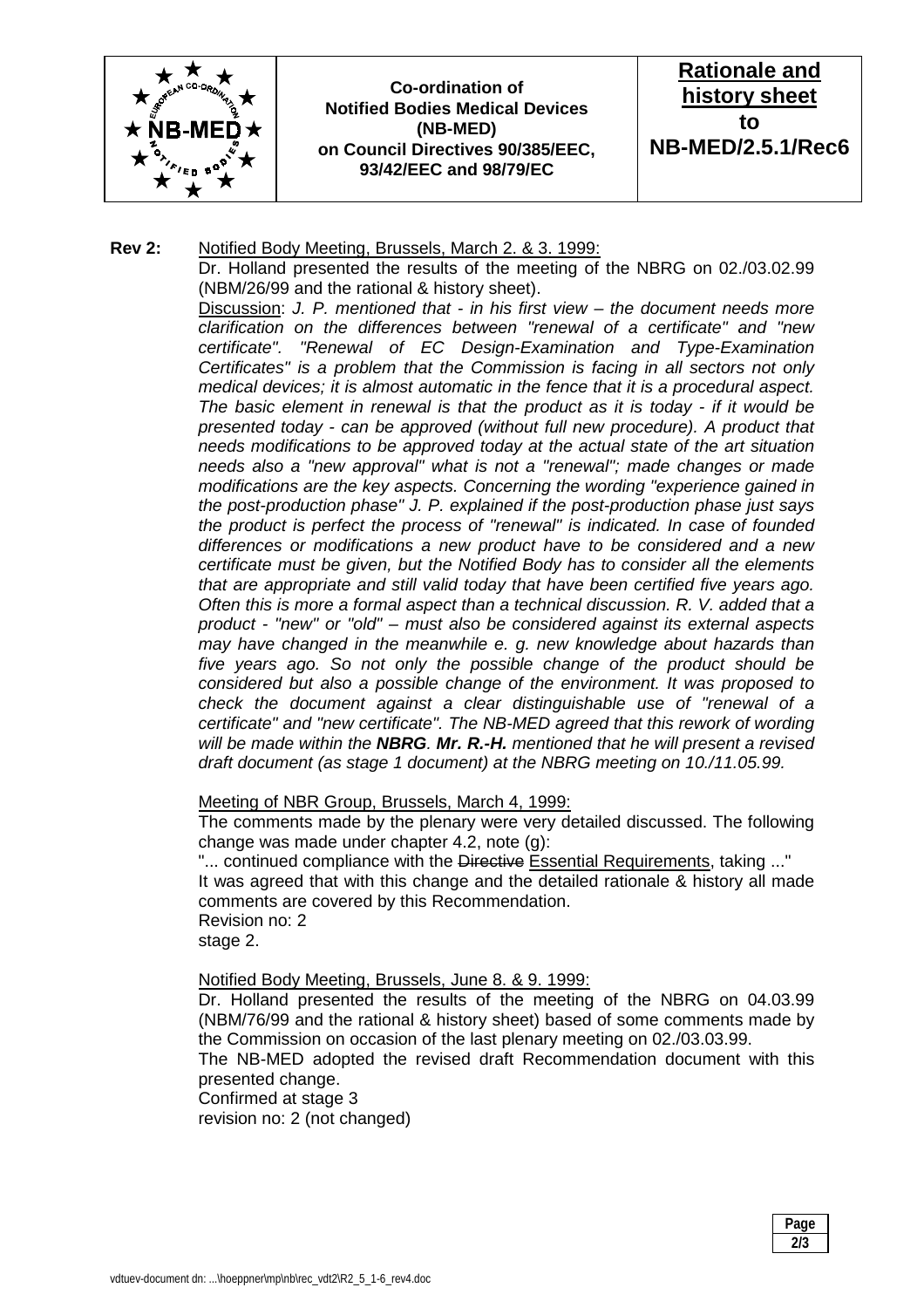**Rev 2:** Notified Body Meeting, Brussels, March 2. & 3. 1999:

Dr. Holland presented the results of the meeting of the NBRG on 02./03.02.99 (NBM/26/99 and the rational & history sheet).

Discussion: *J. P. mentioned that - in his first view – the document needs more clarification on the differences between "renewal of a certificate" and "new certificate". "Renewal of EC Design-Examination and Type-Examination Certificates" is a problem that the Commission is facing in all sectors not only medical devices; it is almost automatic in the fence that it is a procedural aspect. The basic element in renewal is that the product as it is today - if it would be presented today - can be approved (without full new procedure). A product that needs modifications to be approved today at the actual state of the art situation needs also a "new approval" what is not a "renewal"; made changes or made modifications are the key aspects. Concerning the wording "experience gained in the post-production phase" J. P. explained if the post-production phase just says the product is perfect the process of "renewal" is indicated. In case of founded differences or modifications a new product have to be considered and a new certificate must be given, but the Notified Body has to consider all the elements that are appropriate and still valid today that have been certified five years ago. Often this is more a formal aspect than a technical discussion. R. V. added that a product - "new" or "old" – must also be considered against its external aspects may have changed in the meanwhile e. g. new knowledge about hazards than five years ago. So not only the possible change of the product should be considered but also a possible change of the environment. It was proposed to check the document against a clear distinguishable use of "renewal of a certificate" and "new certificate". The NB-MED agreed that this rework of wording will be made within the **NBRG**. **Mr. R.-H.** mentioned that he will present a revised draft document (as stage 1 document) at the NBRG meeting on 10./11.05.99.*

Meeting of NBR Group, Brussels, March 4, 1999:

The comments made by the plenary were very detailed discussed. The following change was made under chapter 4.2, note (g):

"... continued compliance with the ~~Directive~~ Essential Requirements, taking ..."

It was agreed that with this change and the detailed rationale & history all made comments are covered by this Recommendation.

Revision no: 2

stage 2.

Notified Body Meeting, Brussels, June 8. & 9. 1999:

Dr. Holland presented the results of the meeting of the NBRG on 04.03.99 (NBM/76/99 and the rational & history sheet) based of some comments made by the Commission on occasion of the last plenary meeting on 02./03.03.99.

The NB-MED adopted the revised draft Recommendation document with this presented change.

Confirmed at stage 3

revision no: 2 (not changed)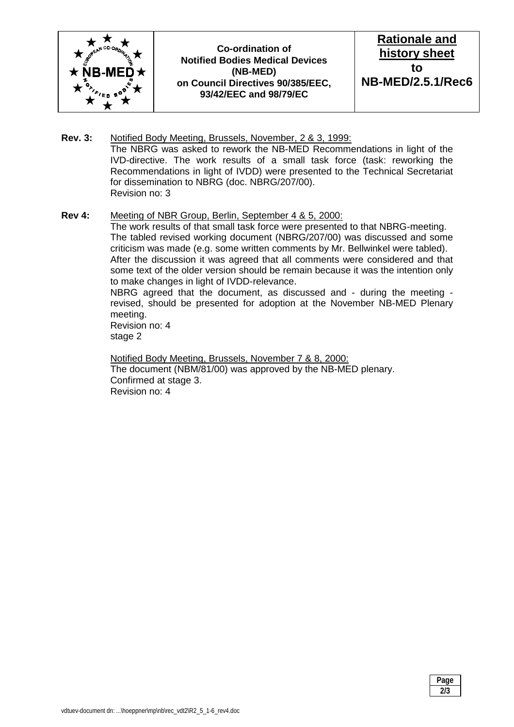**Rev. 3:** Notified Body Meeting, Brussels, November, 2 & 3, 1999:

The NBRG was asked to rework the NB-MED Recommendations in light of the IVD-directive. The work results of a small task force (task: reworking the Recommendations in light of IVDD) were presented to the Technical Secretariat for dissemination to NBRG (doc. NBRG/207/00).

Revision no: 3

**Rev 4:** Meeting of NBR Group, Berlin, September 4 & 5, 2000:

The work results of that small task force were presented to that NBRG-meeting. The tabled revised working document (NBRG/207/00) was discussed and some criticism was made (e.g. some written comments by Mr. Bellwinkel were tabled). After the discussion it was agreed that all comments were considered and that some text of the older version should be remain because it was the intention only to make changes in light of IVDD-relevance.

NBRG agreed that the document, as discussed and - during the meeting - revised, should be presented for adoption at the November NB-MED Plenary meeting.

Revision no: 4

stage 2

Notified Body Meeting, Brussels, November 7 & 8, 2000:

The document (NBM/81/00) was approved by the NB-MED plenary.

Confirmed at stage 3.

Revision no: 4